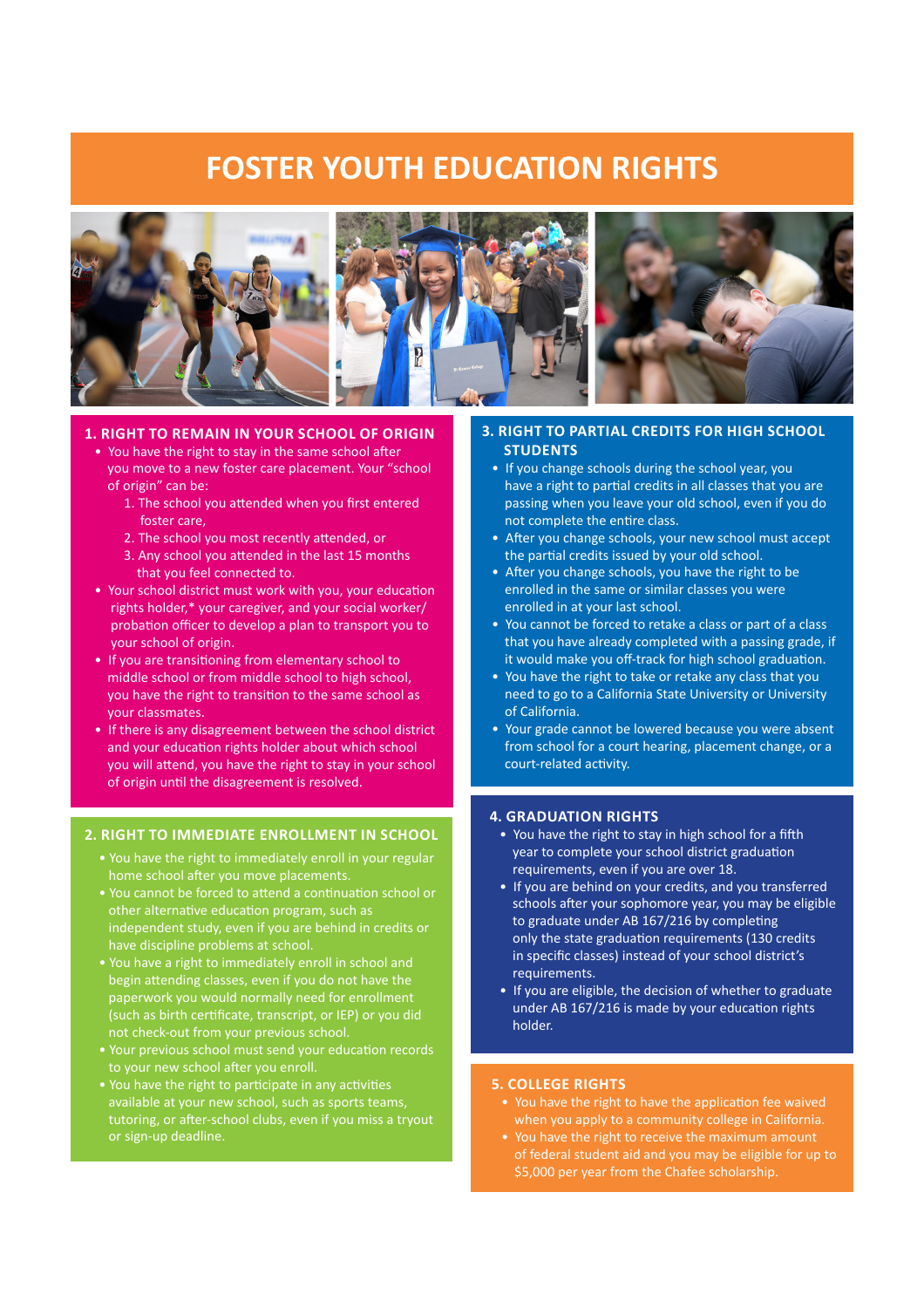# FOSTER YOUTH EDUCATION RIGHTS

## 1. RIGHT TO REMAIN IN YOUR SCHOOL OF ORIGIN

- You have the right to stay in the same school after you move to a new foster care placement. Your "school of origin" can be:
  1. The school you attended when you first entered foster care,
  2. The school you most recently attended, or
  3. Any school you attended in the last 15 months that you feel connected to.
- Your school district must work with you, your education rights holder,* your caregiver, and your social worker/ probation officer to develop a plan to transport you to your school of origin.
- If you are transitioning from elementary school to middle school or from middle school to high school, you have the right to transition to the same school as your classmates.
- If there is any disagreement between the school district and your education rights holder about which school you will attend, you have the right to stay in your school of origin until the disagreement is resolved.

## 2. RIGHT TO IMMEDIATE ENROLLMENT IN SCHOOL

- You have the right to immediately enroll in your regular home school after you move placements.
- You cannot be forced to attend a continuation school or other alternative education program, such as independent study, even if you are behind in credits or have discipline problems at school.
- You have a right to immediately enroll in school and begin attending classes, even if you do not have the paperwork you would normally need for enrollment (such as birth certificate, transcript, or IEP) or you did not check-out from your previous school.
- Your previous school must send your education records to your new school after you enroll.
- You have the right to participate in any activities available at your new school, such as sports teams, tutoring, or after-school clubs, even if you miss a tryout or sign-up deadline.

## 3. RIGHT TO PARTIAL CREDITS FOR HIGH SCHOOL STUDENTS

- If you change schools during the school year, you have a right to partial credits in all classes that you are passing when you leave your old school, even if you do not complete the entire class.
- After you change schools, your new school must accept the partial credits issued by your old school.
- After you change schools, you have the right to be enrolled in the same or similar classes you were enrolled in at your last school.
- You cannot be forced to retake a class or part of a class that you have already completed with a passing grade, if it would make you off-track for high school graduation.
- You have the right to take or retake any class that you need to go to a California State University or University of California.
- Your grade cannot be lowered because you were absent from school for a court hearing, placement change, or a court-related activity.

## 4. GRADUATION RIGHTS

- You have the right to stay in high school for a fifth year to complete your school district graduation requirements, even if you are over 18.
- If you are behind on your credits, and you transferred schools after your sophomore year, you may be eligible to graduate under AB 167/216 by completing only the state graduation requirements (130 credits in specific classes) instead of your school district's requirements.
- If you are eligible, the decision of whether to graduate under AB 167/216 is made by your education rights holder.

## 5. COLLEGE RIGHTS

- You have the right to have the application fee waived when you apply to a community college in California.
- You have the right to receive the maximum amount of federal student aid and you may be eligible for up to $5,000 per year from the Chafee scholarship.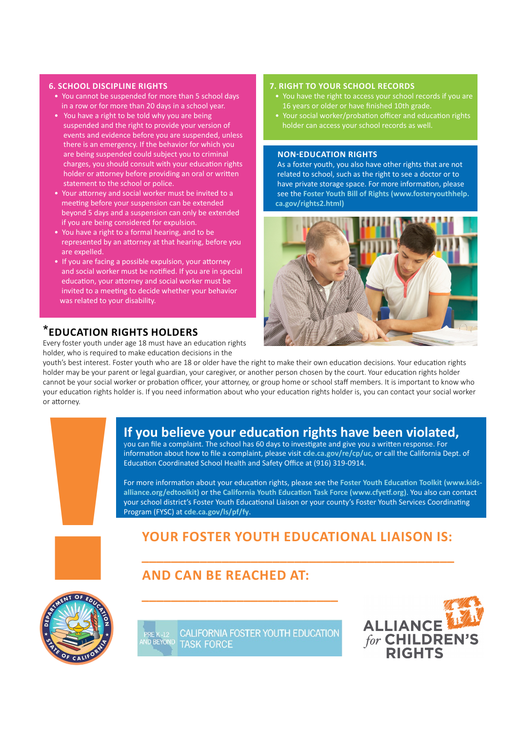## 6. SCHOOL DISCIPLINE RIGHTS

- You cannot be suspended for more than 5 school days in a row or for more than 20 days in a school year.
- You have a right to be told why you are being suspended and the right to provide your version of events and evidence before you are suspended, unless there is an emergency. If the behavior for which you are being suspended could subject you to criminal charges, you should consult with your education rights holder or attorney before providing an oral or written statement to the school or police.
- Your attorney and social worker must be invited to a meeting before your suspension can be extended beyond 5 days and a suspension can only be extended if you are being considered for expulsion.
- You have a right to a formal hearing, and to be represented by an attorney at that hearing, before you are expelled.
- If you are facing a possible expulsion, your attorney and social worker must be notified. If you are in special education, your attorney and social worker must be invited to a meeting to decide whether your behavior was related to your disability.

## 7. RIGHT TO YOUR SCHOOL RECORDS

- You have the right to access your school records if you are 16 years or older or have finished 10th grade.
- Your social worker/probation officer and education rights holder can access your school records as well.

### NON-EDUCATION RIGHTS

As a foster youth, you also have other rights that are not related to school, such as the right to see a doctor or to have private storage space. For more information, please see the **Foster Youth Bill of Rights (www.fosteryouthhelp.ca.gov/rights2.html)**

## *EDUCATION RIGHTS HOLDERS

Every foster youth under age 18 must have an education rights holder, who is required to make education decisions in the youth's best interest. Foster youth who are 18 or older have the right to make their own education decisions. Your education rights holder may be your parent or legal guardian, your caregiver, or another person chosen by the court. Your education rights holder cannot be your social worker or probation officer, your attorney, or group home or school staff members. It is important to know who your education rights holder is. If you need information about who your education rights holder is, you can contact your social worker or attorney.

## If you believe your education rights have been violated,

you can file a complaint. The school has 60 days to investigate and give you a written response. For information about how to file a complaint, please visit **cde.ca.gov/re/cp/uc**, or call the California Dept. of Education Coordinated School Health and Safety Office at (916) 319-0914.

For more information about your education rights, please see the **Foster Youth Education Toolkit (www.kids-alliance.org/edtoolkit)** or the **California Youth Education Task Force (www.cfyetf.org)**. You also can contact your school district's Foster Youth Educational Liaison or your county's Foster Youth Services Coordinating Program (FYSC) at **cde.ca.gov/ls/pf/fy**.

## YOUR FOSTER YOUTH EDUCATIONAL LIAISON IS:

______________________________________

## AND CAN BE REACHED AT:

______________________________________

PRE K-12 AND BEYOND CALIFORNIA FOSTER YOUTH EDUCATION TASK FORCE

ALLIANCE *for* CHILDREN'S RIGHTS